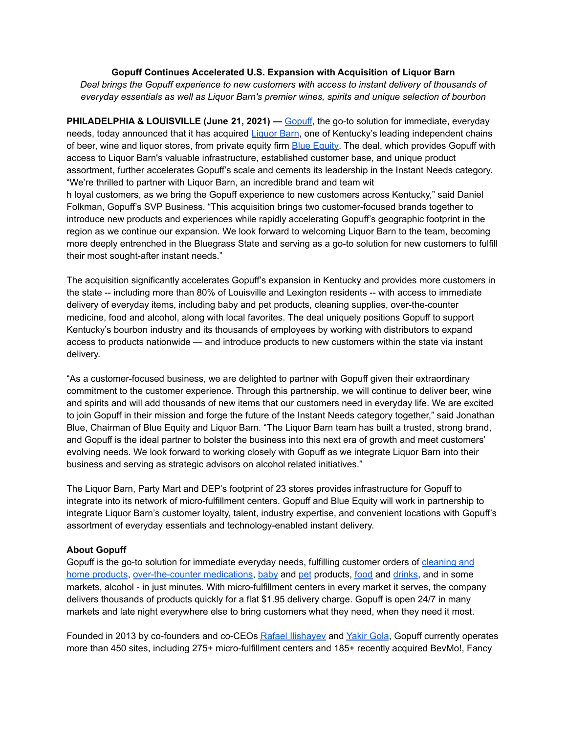**Gopuff Continues Accelerated U.S. Expansion with Acquisition of Liquor Barn**

*Deal brings the Gopuff experience to new customers with access to instant delivery of thousands of everyday essentials as well as Liquor Barn's premier wines, spirits and unique selection of bourbon*

**PHILADELPHIA & LOUISVILLE (June 21, 2021) —** Gopuff, the go-to solution for immediate, everyday needs, today announced that it has acquired Liquor Barn, one of Kentucky's leading independent chains of beer, wine and liquor stores, from private equity firm Blue Equity. The deal, which provides Gopuff with access to Liquor Barn's valuable infrastructure, established customer base, and unique product assortment, further accelerates Gopuff's scale and cements its leadership in the Instant Needs category. "We're thrilled to partner with Liquor Barn, an incredible brand and team with loyal customers, as we bring the Gopuff experience to new customers across Kentucky," said Daniel Folkman, Gopuff's SVP Business. "This acquisition brings two customer-focused brands together to introduce new products and experiences while rapidly accelerating Gopuff's geographic footprint in the region as we continue our expansion. We look forward to welcoming Liquor Barn to the team, becoming more deeply entrenched in the Bluegrass State and serving as a go-to solution for new customers to fulfill their most sought-after instant needs."

The acquisition significantly accelerates Gopuff's expansion in Kentucky and provides more customers in the state -- including more than 80% of Louisville and Lexington residents -- with access to immediate delivery of everyday items, including baby and pet products, cleaning supplies, over-the-counter medicine, food and alcohol, along with local favorites. The deal uniquely positions Gopuff to support Kentucky's bourbon industry and its thousands of employees by working with distributors to expand access to products nationwide — and introduce products to new customers within the state via instant delivery.

"As a customer-focused business, we are delighted to partner with Gopuff given their extraordinary commitment to the customer experience. Through this partnership, we will continue to deliver beer, wine and spirits and will add thousands of new items that our customers need in everyday life. We are excited to join Gopuff in their mission and forge the future of the Instant Needs category together," said Jonathan Blue, Chairman of Blue Equity and Liquor Barn. "The Liquor Barn team has built a trusted, strong brand, and Gopuff is the ideal partner to bolster the business into this next era of growth and meet customers' evolving needs. We look forward to working closely with Gopuff as we integrate Liquor Barn into their business and serving as strategic advisors on alcohol related initiatives."

The Liquor Barn, Party Mart and DEP's footprint of 23 stores provides infrastructure for Gopuff to integrate into its network of micro-fulfillment centers. Gopuff and Blue Equity will work in partnership to integrate Liquor Barn's customer loyalty, talent, industry expertise, and convenient locations with Gopuff's assortment of everyday essentials and technology-enabled instant delivery.

**About Gopuff**

Gopuff is the go-to solution for immediate everyday needs, fulfilling customer orders of cleaning and home products, over-the-counter medications, baby and pet products, food and drinks, and in some markets, alcohol - in just minutes. With micro-fulfillment centers in every market it serves, the company delivers thousands of products quickly for a flat $1.95 delivery charge. Gopuff is open 24/7 in many markets and late night everywhere else to bring customers what they need, when they need it most.

Founded in 2013 by co-founders and co-CEOs Rafael Ilishayev and Yakir Gola, Gopuff currently operates more than 450 sites, including 275+ micro-fulfillment centers and 185+ recently acquired BevMo!, Fancy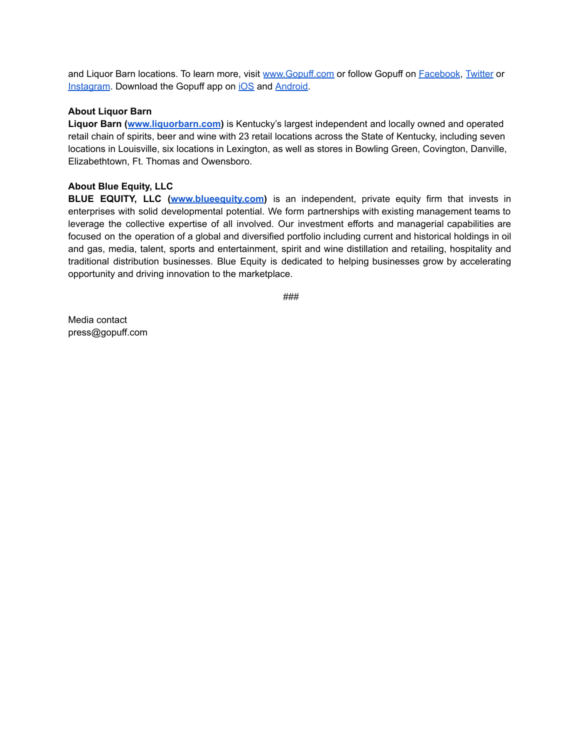and Liquor Barn locations. To learn more, visit [www.Gopuff.com](www.Gopuff.com) or follow Gopuff on [Facebook](Facebook), [Twitter](Twitter) or [Instagram](Instagram). Download the Gopuff app on [iOS](iOS) and [Android](Android).

**About Liquor Barn**

**Liquor Barn ([www.liquorbarn.com](www.liquorbarn.com))** is Kentucky's largest independent and locally owned and operated retail chain of spirits, beer and wine with 23 retail locations across the State of Kentucky, including seven locations in Louisville, six locations in Lexington, as well as stores in Bowling Green, Covington, Danville, Elizabethtown, Ft. Thomas and Owensboro.

**About Blue Equity, LLC**

**BLUE EQUITY, LLC ([www.blueequity.com](www.blueequity.com))** is an independent, private equity firm that invests in enterprises with solid developmental potential. We form partnerships with existing management teams to leverage the collective expertise of all involved. Our investment efforts and managerial capabilities are focused on the operation of a global and diversified portfolio including current and historical holdings in oil and gas, media, talent, sports and entertainment, spirit and wine distillation and retailing, hospitality and traditional distribution businesses. Blue Equity is dedicated to helping businesses grow by accelerating opportunity and driving innovation to the marketplace.

###

Media contact
press@gopuff.com